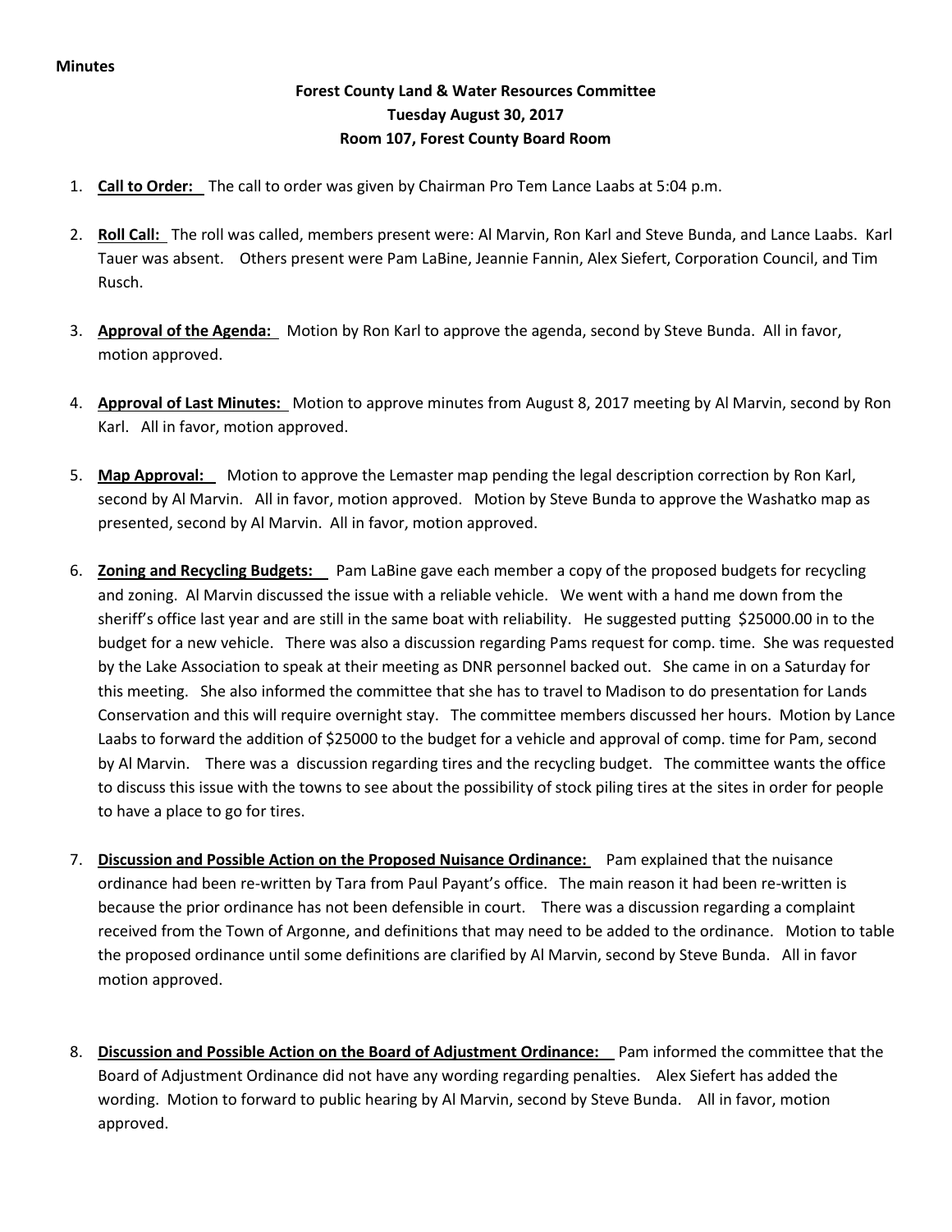**Minutes**

**Forest County Land & Water Resources Committee**
**Tuesday August 30, 2017**
**Room 107, Forest County Board Room**

1. **Call to Order:** The call to order was given by Chairman Pro Tem Lance Laabs at 5:04 p.m.

2. **Roll Call:** The roll was called, members present were: Al Marvin, Ron Karl and Steve Bunda, and Lance Laabs. Karl Tauer was absent. Others present were Pam LaBine, Jeannie Fannin, Alex Siefert, Corporation Council, and Tim Rusch.

3. **Approval of the Agenda:** Motion by Ron Karl to approve the agenda, second by Steve Bunda. All in favor, motion approved.

4. **Approval of Last Minutes:** Motion to approve minutes from August 8, 2017 meeting by Al Marvin, second by Ron Karl. All in favor, motion approved.

5. **Map Approval:** Motion to approve the Lemaster map pending the legal description correction by Ron Karl, second by Al Marvin. All in favor, motion approved. Motion by Steve Bunda to approve the Washatko map as presented, second by Al Marvin. All in favor, motion approved.

6. **Zoning and Recycling Budgets:** Pam LaBine gave each member a copy of the proposed budgets for recycling and zoning. Al Marvin discussed the issue with a reliable vehicle. We went with a hand me down from the sheriff's office last year and are still in the same boat with reliability. He suggested putting $25000.00 in to the budget for a new vehicle. There was also a discussion regarding Pams request for comp. time. She was requested by the Lake Association to speak at their meeting as DNR personnel backed out. She came in on a Saturday for this meeting. She also informed the committee that she has to travel to Madison to do presentation for Lands Conservation and this will require overnight stay. The committee members discussed her hours. Motion by Lance Laabs to forward the addition of $25000 to the budget for a vehicle and approval of comp. time for Pam, second by Al Marvin. There was a discussion regarding tires and the recycling budget. The committee wants the office to discuss this issue with the towns to see about the possibility of stock piling tires at the sites in order for people to have a place to go for tires.

7. **Discussion and Possible Action on the Proposed Nuisance Ordinance:** Pam explained that the nuisance ordinance had been re-written by Tara from Paul Payant's office. The main reason it had been re-written is because the prior ordinance has not been defensible in court. There was a discussion regarding a complaint received from the Town of Argonne, and definitions that may need to be added to the ordinance. Motion to table the proposed ordinance until some definitions are clarified by Al Marvin, second by Steve Bunda. All in favor motion approved.

8. **Discussion and Possible Action on the Board of Adjustment Ordinance:** Pam informed the committee that the Board of Adjustment Ordinance did not have any wording regarding penalties. Alex Siefert has added the wording. Motion to forward to public hearing by Al Marvin, second by Steve Bunda. All in favor, motion approved.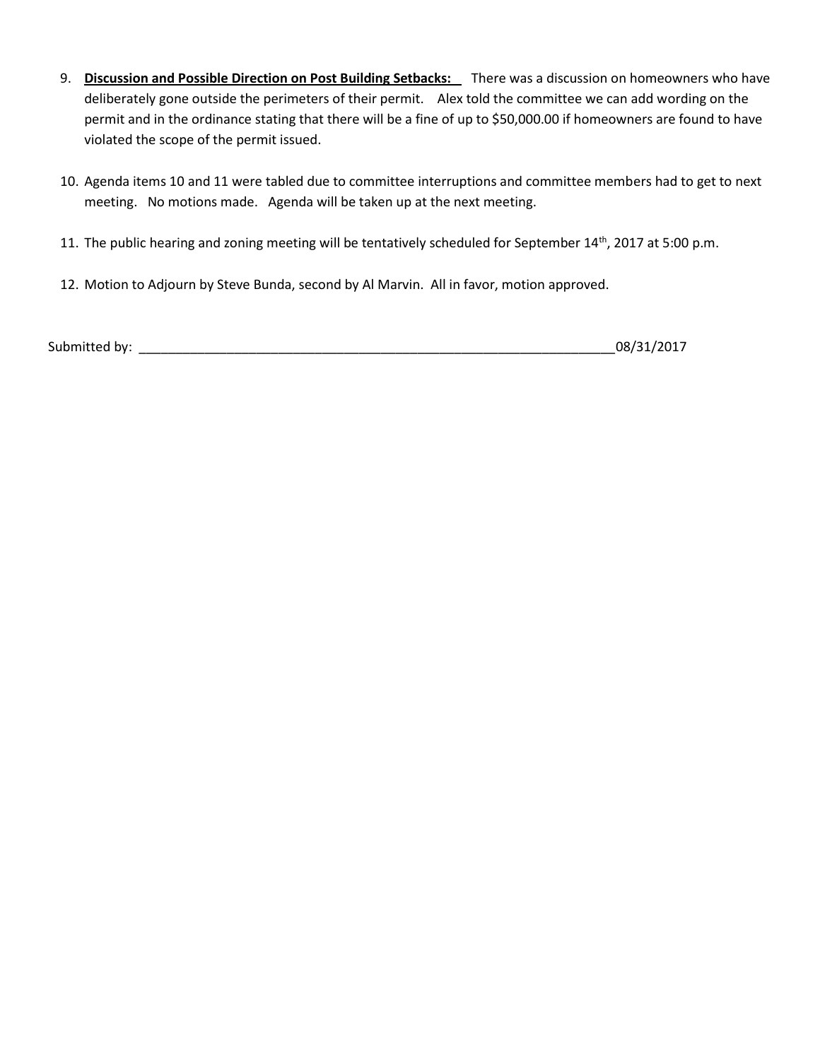9. **Discussion and Possible Direction on Post Building Setbacks:** There was a discussion on homeowners who have deliberately gone outside the perimeters of their permit. Alex told the committee we can add wording on the permit and in the ordinance stating that there will be a fine of up to $50,000.00 if homeowners are found to have violated the scope of the permit issued.

10. Agenda items 10 and 11 were tabled due to committee interruptions and committee members had to get to next meeting. No motions made. Agenda will be taken up at the next meeting.

11. The public hearing and zoning meeting will be tentatively scheduled for September 14th, 2017 at 5:00 p.m.

12. Motion to Adjourn by Steve Bunda, second by Al Marvin. All in favor, motion approved.

Submitted by: ____________________________________________________________________08/31/2017